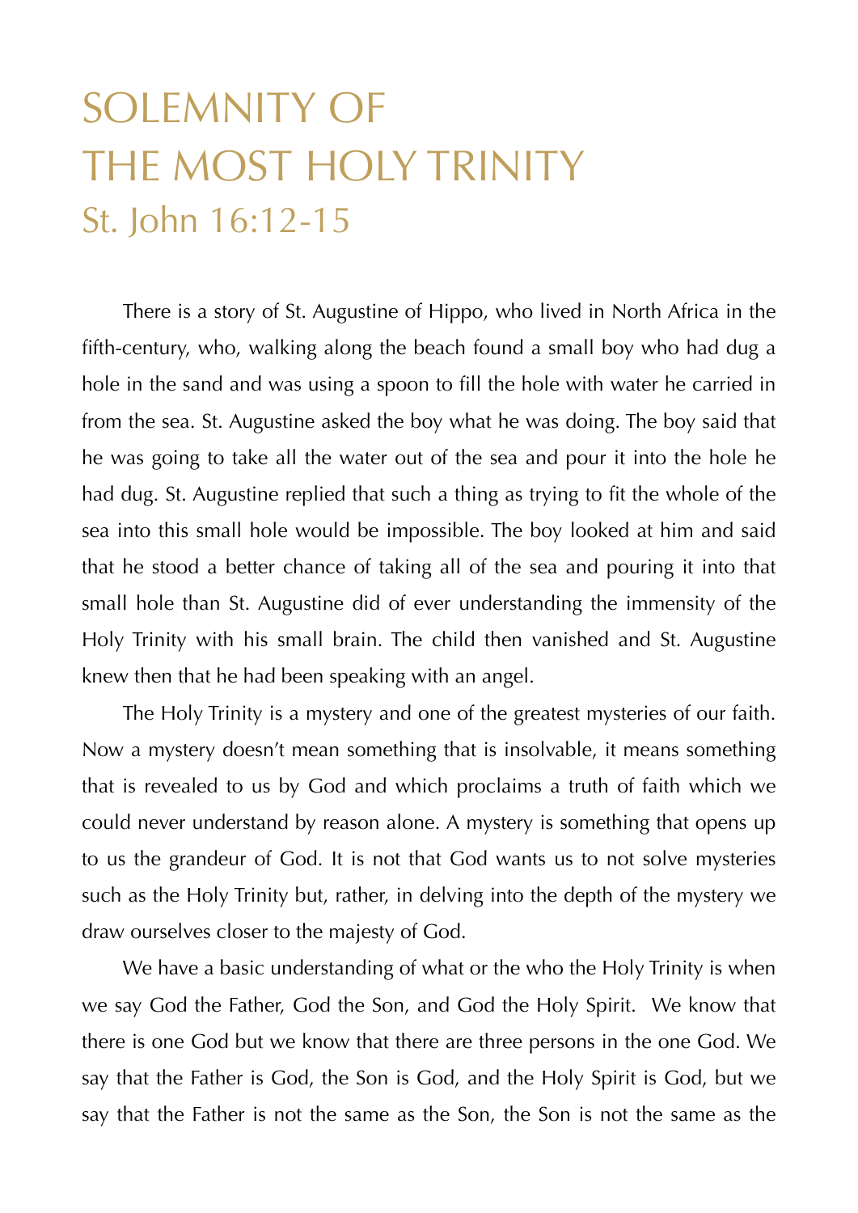# SOLEMNITY OF THE MOST HOLY TRINITY

## St. John 16:12-15

There is a story of St. Augustine of Hippo, who lived in North Africa in the fifth-century, who, walking along the beach found a small boy who had dug a hole in the sand and was using a spoon to fill the hole with water he carried in from the sea. St. Augustine asked the boy what he was doing. The boy said that he was going to take all the water out of the sea and pour it into the hole he had dug. St. Augustine replied that such a thing as trying to fit the whole of the sea into this small hole would be impossible. The boy looked at him and said that he stood a better chance of taking all of the sea and pouring it into that small hole than St. Augustine did of ever understanding the immensity of the Holy Trinity with his small brain. The child then vanished and St. Augustine knew then that he had been speaking with an angel.

The Holy Trinity is a mystery and one of the greatest mysteries of our faith. Now a mystery doesn't mean something that is insolvable, it means something that is revealed to us by God and which proclaims a truth of faith which we could never understand by reason alone. A mystery is something that opens up to us the grandeur of God. It is not that God wants us to not solve mysteries such as the Holy Trinity but, rather, in delving into the depth of the mystery we draw ourselves closer to the majesty of God.

We have a basic understanding of what or the who the Holy Trinity is when we say God the Father, God the Son, and God the Holy Spirit. We know that there is one God but we know that there are three persons in the one God. We say that the Father is God, the Son is God, and the Holy Spirit is God, but we say that the Father is not the same as the Son, the Son is not the same as the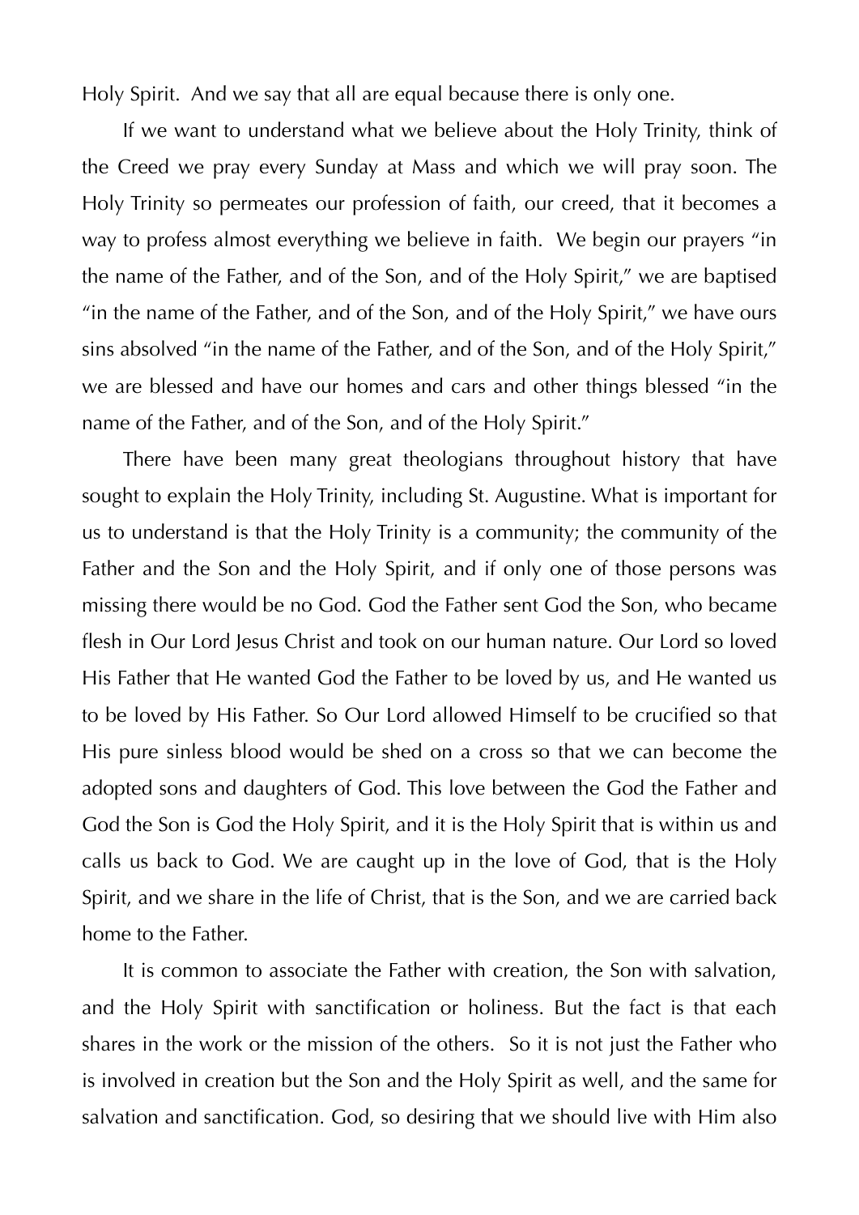Holy Spirit. And we say that all are equal because there is only one.

If we want to understand what we believe about the Holy Trinity, think of the Creed we pray every Sunday at Mass and which we will pray soon. The Holy Trinity so permeates our profession of faith, our creed, that it becomes a way to profess almost everything we believe in faith. We begin our prayers "in the name of the Father, and of the Son, and of the Holy Spirit," we are baptised "in the name of the Father, and of the Son, and of the Holy Spirit," we have ours sins absolved "in the name of the Father, and of the Son, and of the Holy Spirit," we are blessed and have our homes and cars and other things blessed "in the name of the Father, and of the Son, and of the Holy Spirit."

There have been many great theologians throughout history that have sought to explain the Holy Trinity, including St. Augustine. What is important for us to understand is that the Holy Trinity is a community; the community of the Father and the Son and the Holy Spirit, and if only one of those persons was missing there would be no God. God the Father sent God the Son, who became flesh in Our Lord Jesus Christ and took on our human nature. Our Lord so loved His Father that He wanted God the Father to be loved by us, and He wanted us to be loved by His Father. So Our Lord allowed Himself to be crucified so that His pure sinless blood would be shed on a cross so that we can become the adopted sons and daughters of God. This love between the God the Father and God the Son is God the Holy Spirit, and it is the Holy Spirit that is within us and calls us back to God. We are caught up in the love of God, that is the Holy Spirit, and we share in the life of Christ, that is the Son, and we are carried back home to the Father.

It is common to associate the Father with creation, the Son with salvation, and the Holy Spirit with sanctification or holiness. But the fact is that each shares in the work or the mission of the others. So it is not just the Father who is involved in creation but the Son and the Holy Spirit as well, and the same for salvation and sanctification. God, so desiring that we should live with Him also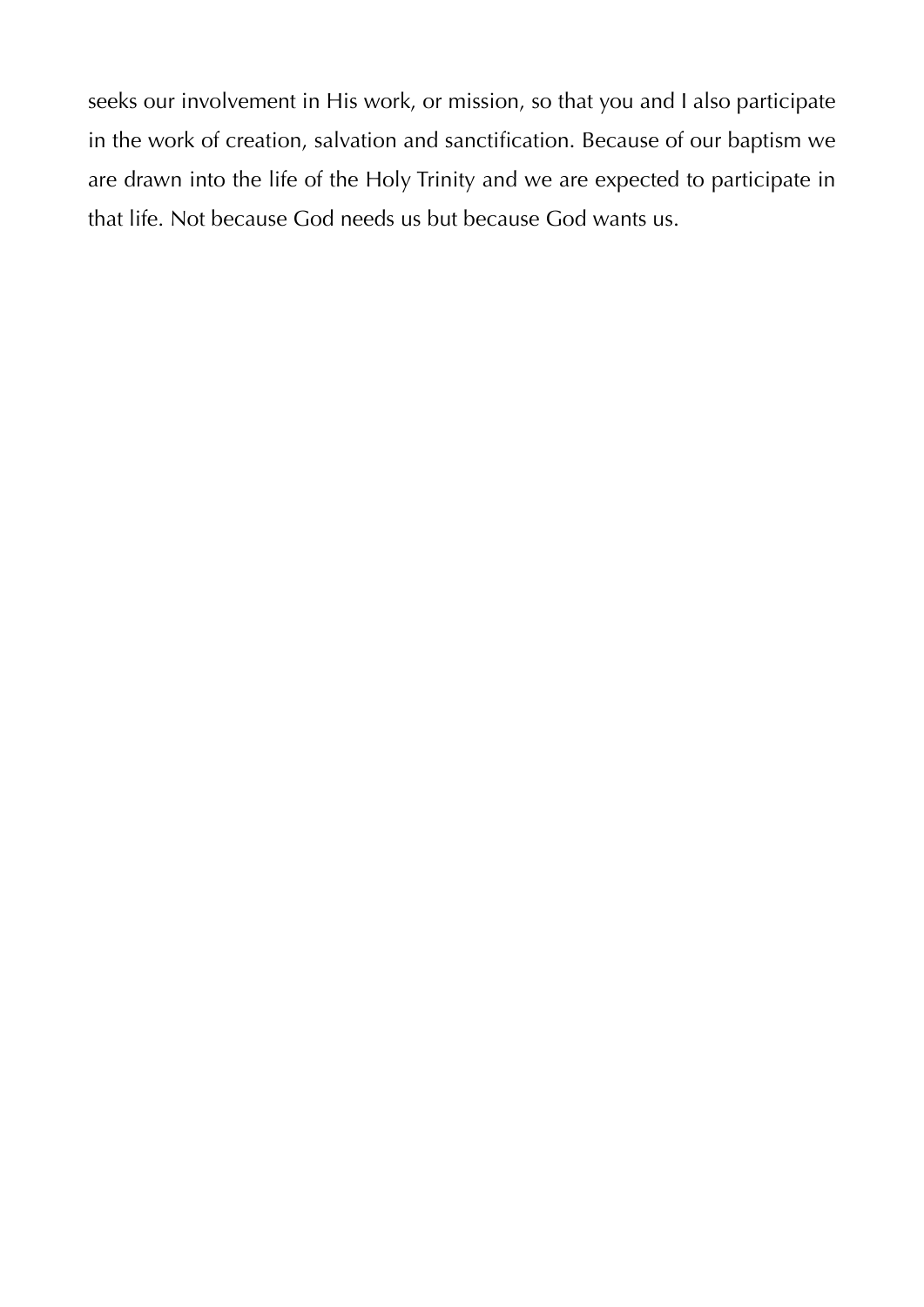seeks our involvement in His work, or mission, so that you and I also participate in the work of creation, salvation and sanctification. Because of our baptism we are drawn into the life of the Holy Trinity and we are expected to participate in that life. Not because God needs us but because God wants us.